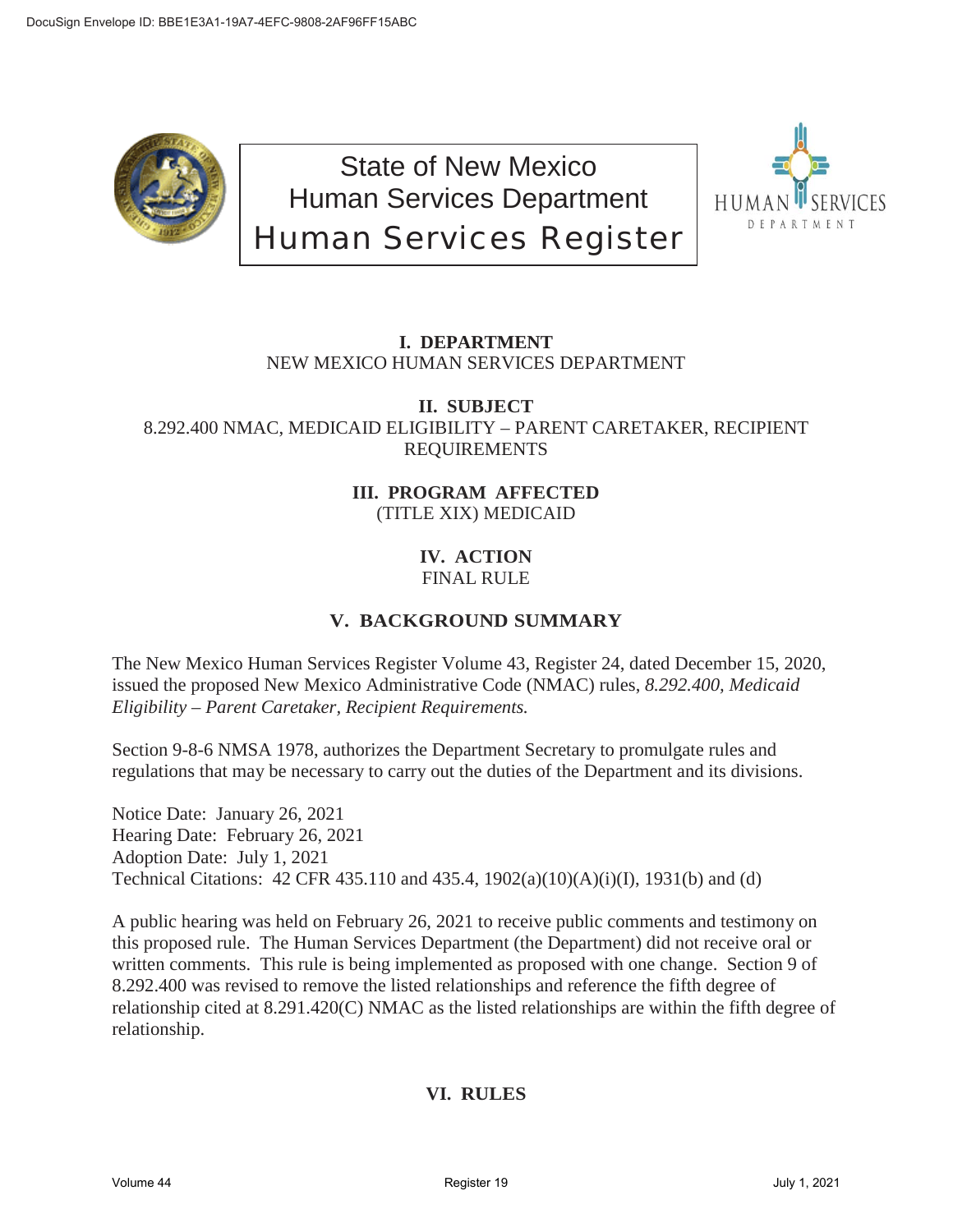State of New Mexico
Human Services Department
Human Services Register

## I. DEPARTMENT

NEW MEXICO HUMAN SERVICES DEPARTMENT

## II. SUBJECT

8.292.400 NMAC, MEDICAID ELIGIBILITY – PARENT CARETAKER, RECIPIENT REQUIREMENTS

## III. PROGRAM AFFECTED

(TITLE XIX) MEDICAID

## IV. ACTION

FINAL RULE

## V. BACKGROUND SUMMARY

The New Mexico Human Services Register Volume 43, Register 24, dated December 15, 2020, issued the proposed New Mexico Administrative Code (NMAC) rules, *8.292.400, Medicaid Eligibility – Parent Caretaker, Recipient Requirements.*

Section 9-8-6 NMSA 1978, authorizes the Department Secretary to promulgate rules and regulations that may be necessary to carry out the duties of the Department and its divisions.

Notice Date: January 26, 2021
Hearing Date: February 26, 2021
Adoption Date: July 1, 2021
Technical Citations: 42 CFR 435.110 and 435.4, 1902(a)(10)(A)(i)(I), 1931(b) and (d)

A public hearing was held on February 26, 2021 to receive public comments and testimony on this proposed rule. The Human Services Department (the Department) did not receive oral or written comments. This rule is being implemented as proposed with one change. Section 9 of 8.292.400 was revised to remove the listed relationships and reference the fifth degree of relationship cited at 8.291.420(C) NMAC as the listed relationships are within the fifth degree of relationship.

## VI. RULES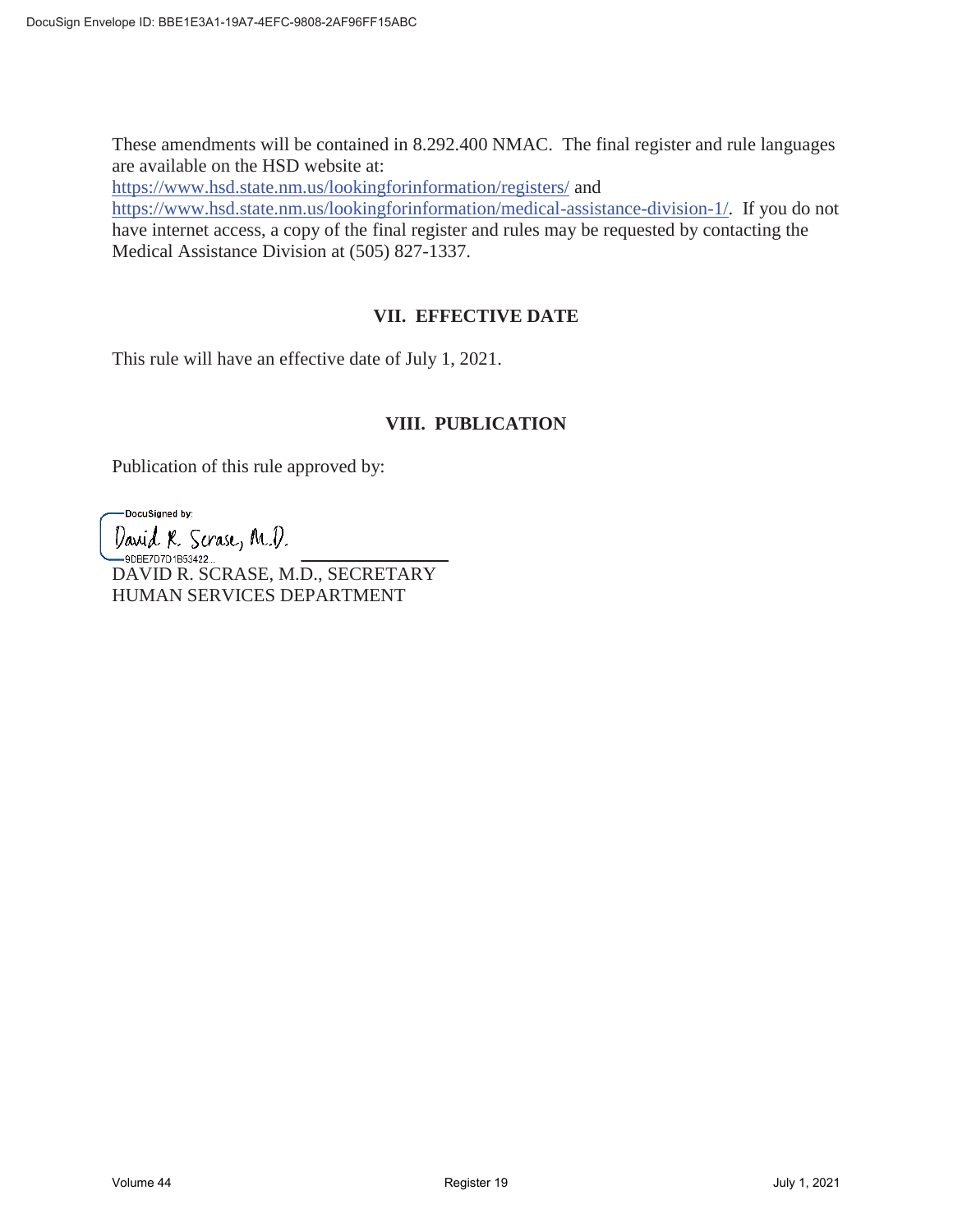These amendments will be contained in 8.292.400 NMAC. The final register and rule languages are available on the HSD website at:
https://www.hsd.state.nm.us/lookingforinformation/registers/ and
https://www.hsd.state.nm.us/lookingforinformation/medical-assistance-division-1/. If you do not have internet access, a copy of the final register and rules may be requested by contacting the Medical Assistance Division at (505) 827-1337.

## VII. EFFECTIVE DATE

This rule will have an effective date of July 1, 2021.

## VIII. PUBLICATION

Publication of this rule approved by:

DocuSigned by:
David R. Scrase, M.D.
9DBE7D7D1B53422...

DAVID R. SCRASE, M.D., SECRETARY
HUMAN SERVICES DEPARTMENT